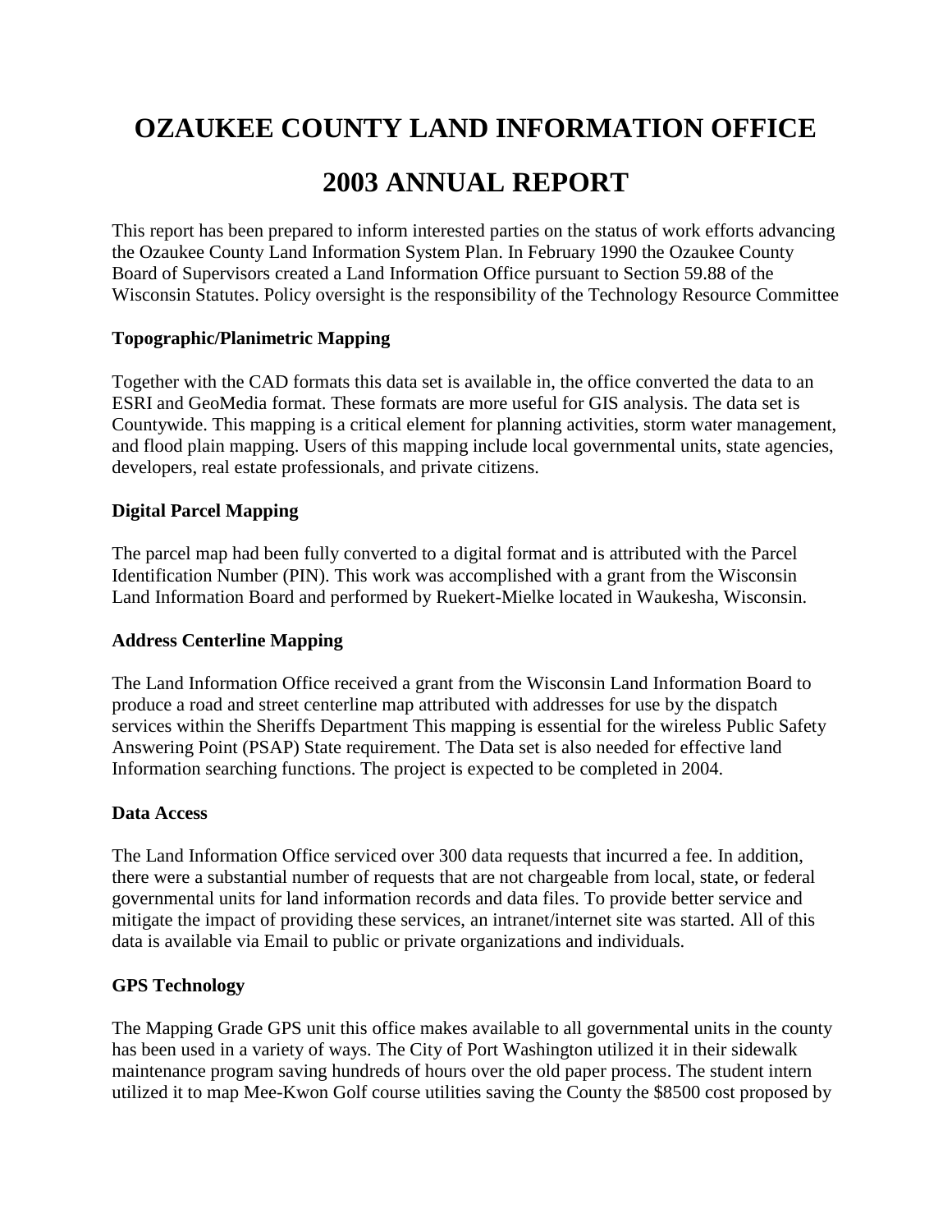# OZAUKEE COUNTY LAND INFORMATION OFFICE

# 2003 ANNUAL REPORT

This report has been prepared to inform interested parties on the status of work efforts advancing the Ozaukee County Land Information System Plan. In February 1990 the Ozaukee County Board of Supervisors created a Land Information Office pursuant to Section 59.88 of the Wisconsin Statutes. Policy oversight is the responsibility of the Technology Resource Committee

**Topographic/Planimetric Mapping**

Together with the CAD formats this data set is available in, the office converted the data to an ESRI and GeoMedia format. These formats are more useful for GIS analysis. The data set is Countywide. This mapping is a critical element for planning activities, storm water management, and flood plain mapping. Users of this mapping include local governmental units, state agencies, developers, real estate professionals, and private citizens.

**Digital Parcel Mapping**

The parcel map had been fully converted to a digital format and is attributed with the Parcel Identification Number (PIN). This work was accomplished with a grant from the Wisconsin Land Information Board and performed by Ruekert-Mielke located in Waukesha, Wisconsin.

**Address Centerline Mapping**

The Land Information Office received a grant from the Wisconsin Land Information Board to produce a road and street centerline map attributed with addresses for use by the dispatch services within the Sheriffs Department This mapping is essential for the wireless Public Safety Answering Point (PSAP) State requirement. The Data set is also needed for effective land Information searching functions. The project is expected to be completed in 2004.

**Data Access**

The Land Information Office serviced over 300 data requests that incurred a fee. In addition, there were a substantial number of requests that are not chargeable from local, state, or federal governmental units for land information records and data files. To provide better service and mitigate the impact of providing these services, an intranet/internet site was started. All of this data is available via Email to public or private organizations and individuals.

**GPS Technology**

The Mapping Grade GPS unit this office makes available to all governmental units in the county has been used in a variety of ways. The City of Port Washington utilized it in their sidewalk maintenance program saving hundreds of hours over the old paper process. The student intern utilized it to map Mee-Kwon Golf course utilities saving the County the $8500 cost proposed by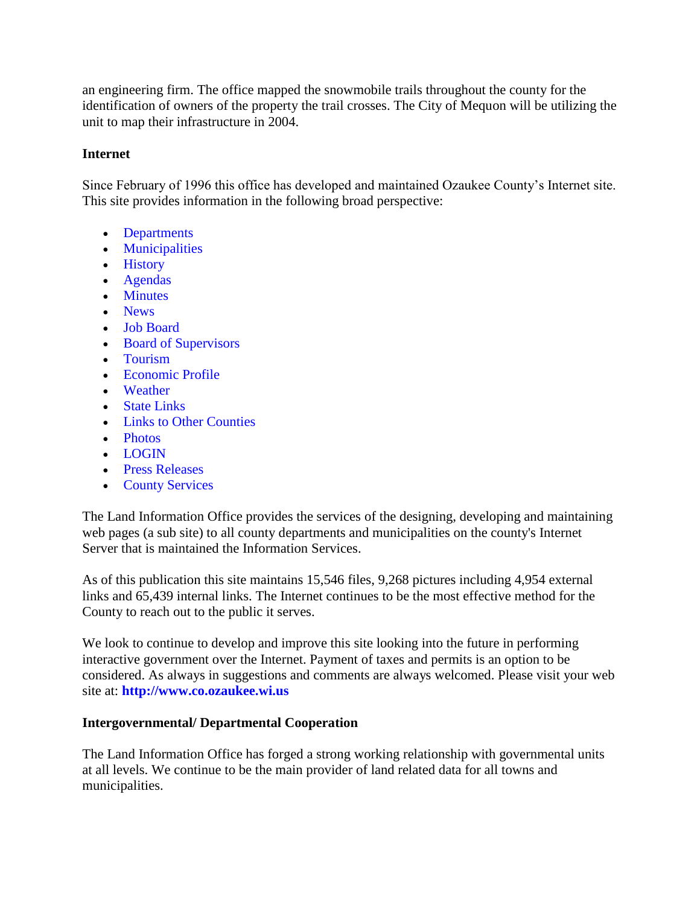an engineering firm. The office mapped the snowmobile trails throughout the county for the identification of owners of the property the trail crosses. The City of Mequon will be utilizing the unit to map their infrastructure in 2004.

**Internet**

Since February of 1996 this office has developed and maintained Ozaukee County's Internet site. This site provides information in the following broad perspective:

- Departments
- Municipalities
- History
- Agendas
- Minutes
- News
- Job Board
- Board of Supervisors
- Tourism
- Economic Profile
- Weather
- State Links
- Links to Other Counties
- Photos
- LOGIN
- Press Releases
- County Services

The Land Information Office provides the services of the designing, developing and maintaining web pages (a sub site) to all county departments and municipalities on the county's Internet Server that is maintained the Information Services.

As of this publication this site maintains 15,546 files, 9,268 pictures including 4,954 external links and 65,439 internal links. The Internet continues to be the most effective method for the County to reach out to the public it serves.

We look to continue to develop and improve this site looking into the future in performing interactive government over the Internet. Payment of taxes and permits is an option to be considered. As always in suggestions and comments are always welcomed. Please visit your web site at: **http://www.co.ozaukee.wi.us**

**Intergovernmental/ Departmental Cooperation**

The Land Information Office has forged a strong working relationship with governmental units at all levels. We continue to be the main provider of land related data for all towns and municipalities.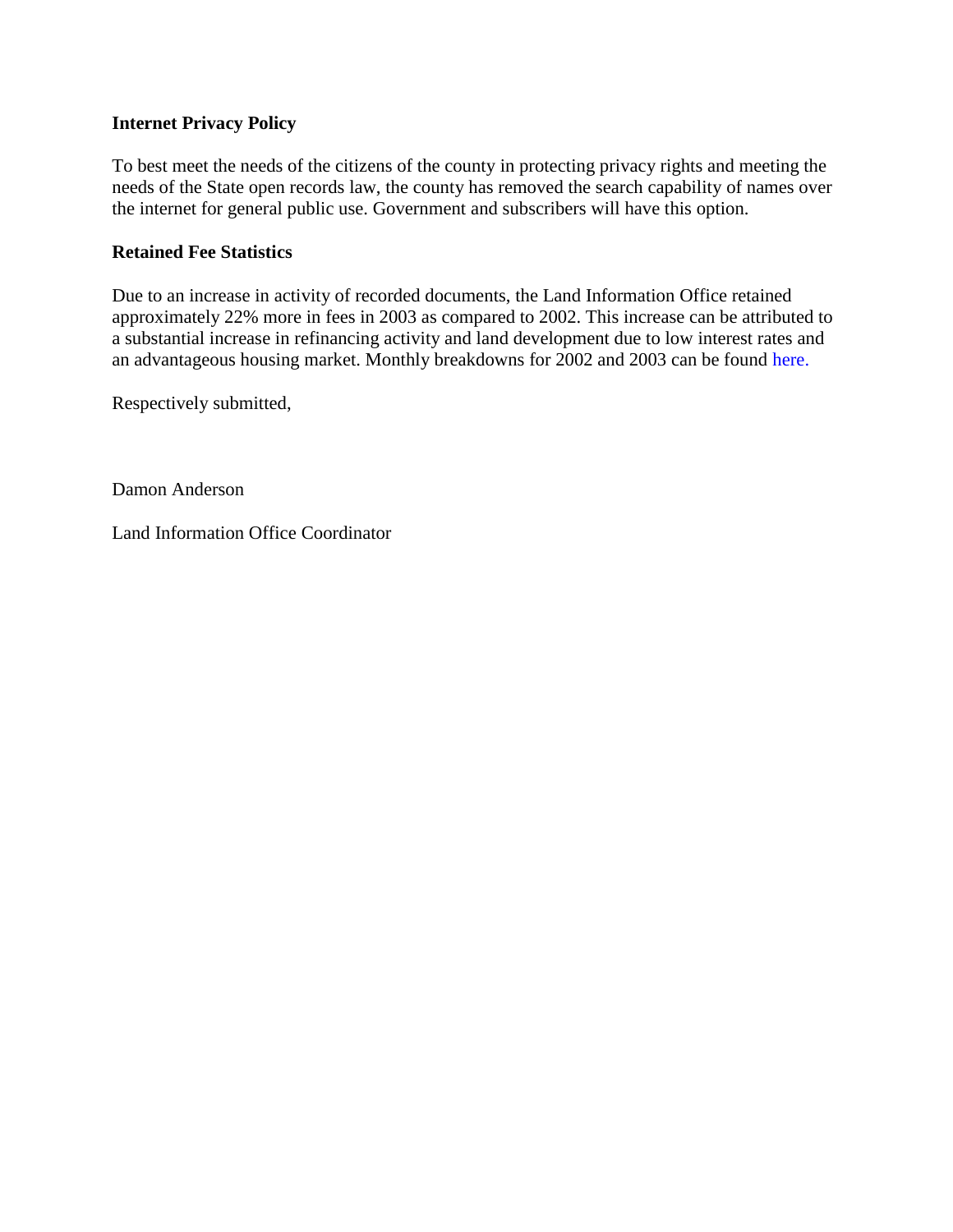**Internet Privacy Policy**

To best meet the needs of the citizens of the county in protecting privacy rights and meeting the needs of the State open records law, the county has removed the search capability of names over the internet for general public use. Government and subscribers will have this option.

**Retained Fee Statistics**

Due to an increase in activity of recorded documents, the Land Information Office retained approximately 22% more in fees in 2003 as compared to 2002. This increase can be attributed to a substantial increase in refinancing activity and land development due to low interest rates and an advantageous housing market. Monthly breakdowns for 2002 and 2003 can be found here.

Respectively submitted,

Damon Anderson

Land Information Office Coordinator